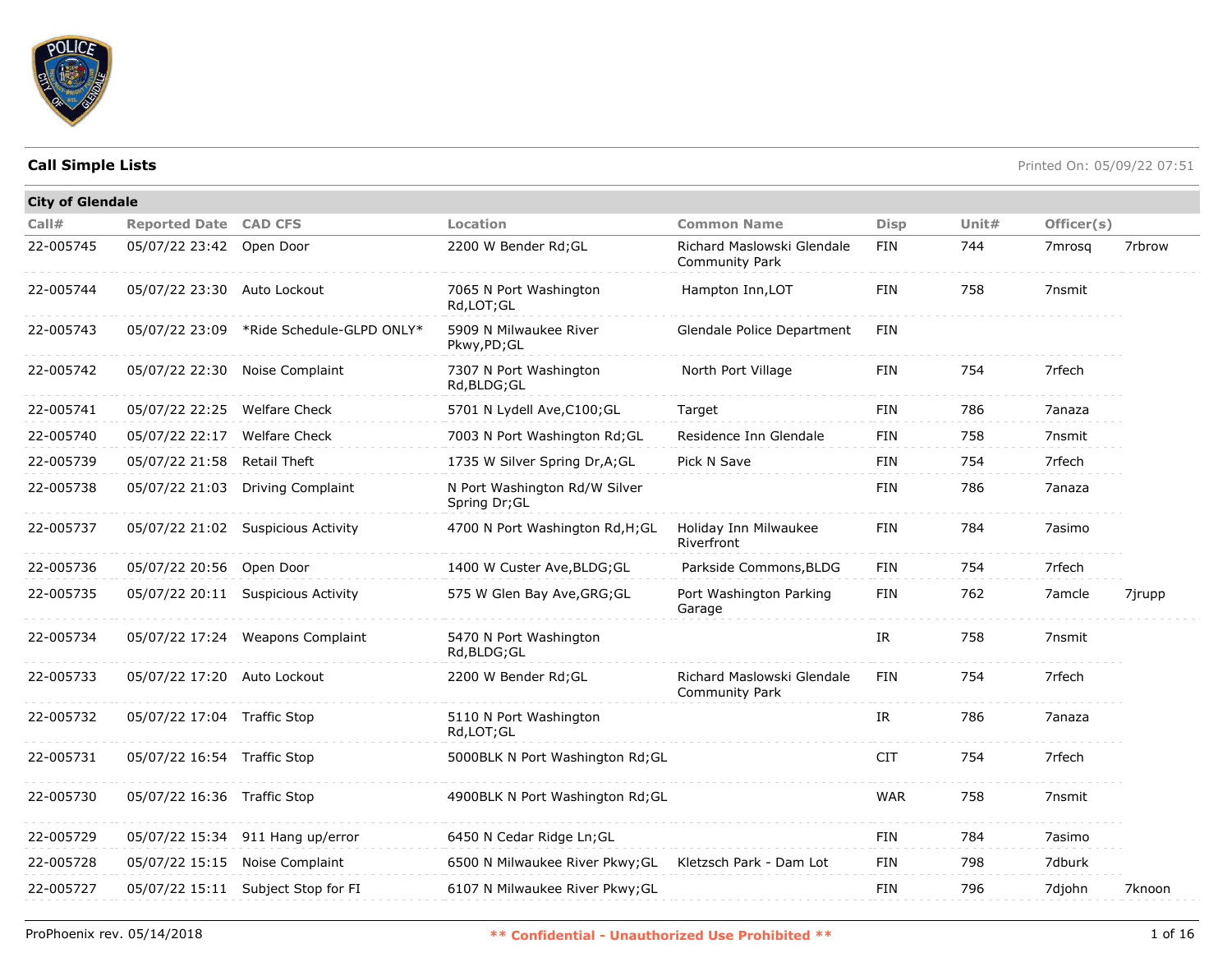## Call Simple Lists

Printed On: 05/09/22 07:51

**City of Glendale**

| Call# | Reported Date | CAD CFS | Location | Common Name | Disp | Unit# | Officer(s) | |
|---|---|---|---|---|---|---|---|---|
| 22-005745 | 05/07/22 23:42 | Open Door | 2200 W Bender Rd;GL | Richard Maslowski Glendale Community Park | FIN | 744 | 7mrosq | 7rbrow |
| 22-005744 | 05/07/22 23:30 | Auto Lockout | 7065 N Port Washington Rd,LOT;GL | Hampton Inn,LOT | FIN | 758 | 7nsmit | |
| 22-005743 | 05/07/22 23:09 | *Ride Schedule-GLPD ONLY* | 5909 N Milwaukee River Pkwy,PD;GL | Glendale Police Department | FIN | | | |
| 22-005742 | 05/07/22 22:30 | Noise Complaint | 7307 N Port Washington Rd,BLDG;GL | North Port Village | FIN | 754 | 7rfech | |
| 22-005741 | 05/07/22 22:25 | Welfare Check | 5701 N Lydell Ave,C100;GL | Target | FIN | 786 | 7anaza | |
| 22-005740 | 05/07/22 22:17 | Welfare Check | 7003 N Port Washington Rd;GL | Residence Inn Glendale | FIN | 758 | 7nsmit | |
| 22-005739 | 05/07/22 21:58 | Retail Theft | 1735 W Silver Spring Dr,A;GL | Pick N Save | FIN | 754 | 7rfech | |
| 22-005738 | 05/07/22 21:03 | Driving Complaint | N Port Washington Rd/W Silver Spring Dr;GL | | FIN | 786 | 7anaza | |
| 22-005737 | 05/07/22 21:02 | Suspicious Activity | 4700 N Port Washington Rd,H;GL | Holiday Inn Milwaukee Riverfront | FIN | 784 | 7asimo | |
| 22-005736 | 05/07/22 20:56 | Open Door | 1400 W Custer Ave,BLDG;GL | Parkside Commons,BLDG | FIN | 754 | 7rfech | |
| 22-005735 | 05/07/22 20:11 | Suspicious Activity | 575 W Glen Bay Ave,GRG;GL | Port Washington Parking Garage | FIN | 762 | 7amcle | 7jrupp |
| 22-005734 | 05/07/22 17:24 | Weapons Complaint | 5470 N Port Washington Rd,BLDG;GL | | IR | 758 | 7nsmit | |
| 22-005733 | 05/07/22 17:20 | Auto Lockout | 2200 W Bender Rd;GL | Richard Maslowski Glendale Community Park | FIN | 754 | 7rfech | |
| 22-005732 | 05/07/22 17:04 | Traffic Stop | 5110 N Port Washington Rd,LOT;GL | | IR | 786 | 7anaza | |
| 22-005731 | 05/07/22 16:54 | Traffic Stop | 5000BLK N Port Washington Rd;GL | | CIT | 754 | 7rfech | |
| 22-005730 | 05/07/22 16:36 | Traffic Stop | 4900BLK N Port Washington Rd;GL | | WAR | 758 | 7nsmit | |
| 22-005729 | 05/07/22 15:34 | 911 Hang up/error | 6450 N Cedar Ridge Ln;GL | | FIN | 784 | 7asimo | |
| 22-005728 | 05/07/22 15:15 | Noise Complaint | 6500 N Milwaukee River Pkwy;GL | Kletzsch Park - Dam Lot | FIN | 798 | 7dburk | |
| 22-005727 | 05/07/22 15:11 | Subject Stop for FI | 6107 N Milwaukee River Pkwy;GL | | FIN | 796 | 7djohn | 7knoon |

ProPhoenix rev. 05/14/2018 — ** Confidential - Unauthorized Use Prohibited **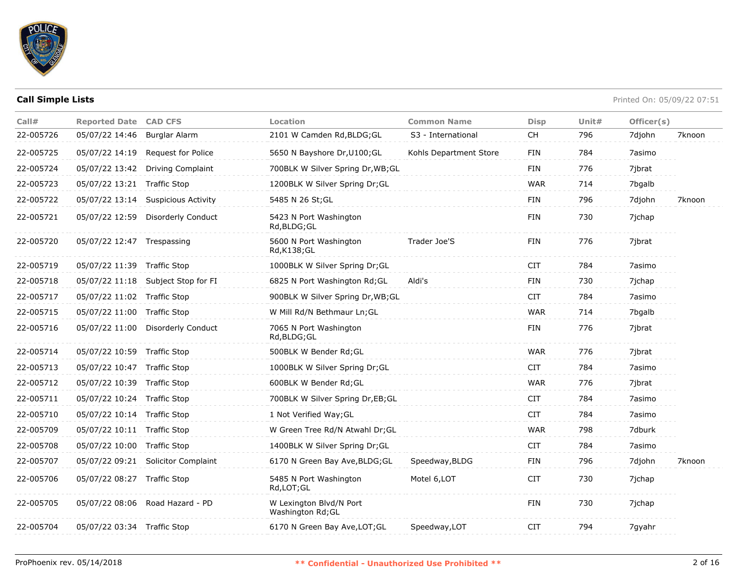**Call Simple Lists**

Printed On: 05/09/22 07:51

| Call# | Reported Date | CAD CFS | Location | Common Name | Disp | Unit# | Officer(s) | |
|---|---|---|---|---|---|---|---|---|
| 22-005726 | 05/07/22 14:46 | Burglar Alarm | 2101 W Camden Rd,BLDG;GL | S3 - International | CH | 796 | 7djohn | 7knoon |
| 22-005725 | 05/07/22 14:19 | Request for Police | 5650 N Bayshore Dr,U100;GL | Kohls Department Store | FIN | 784 | 7asimo | |
| 22-005724 | 05/07/22 13:42 | Driving Complaint | 700BLK W Silver Spring Dr,WB;GL | | FIN | 776 | 7jbrat | |
| 22-005723 | 05/07/22 13:21 | Traffic Stop | 1200BLK W Silver Spring Dr;GL | | WAR | 714 | 7bgalb | |
| 22-005722 | 05/07/22 13:14 | Suspicious Activity | 5485 N 26 St;GL | | FIN | 796 | 7djohn | 7knoon |
| 22-005721 | 05/07/22 12:59 | Disorderly Conduct | 5423 N Port Washington Rd,BLDG;GL | | FIN | 730 | 7jchap | |
| 22-005720 | 05/07/22 12:47 | Trespassing | 5600 N Port Washington Rd,K138;GL | Trader Joe'S | FIN | 776 | 7jbrat | |
| 22-005719 | 05/07/22 11:39 | Traffic Stop | 1000BLK W Silver Spring Dr;GL | | CIT | 784 | 7asimo | |
| 22-005718 | 05/07/22 11:18 | Subject Stop for FI | 6825 N Port Washington Rd;GL | Aldi's | FIN | 730 | 7jchap | |
| 22-005717 | 05/07/22 11:02 | Traffic Stop | 900BLK W Silver Spring Dr,WB;GL | | CIT | 784 | 7asimo | |
| 22-005715 | 05/07/22 11:00 | Traffic Stop | W Mill Rd/N Bethmaur Ln;GL | | WAR | 714 | 7bgalb | |
| 22-005716 | 05/07/22 11:00 | Disorderly Conduct | 7065 N Port Washington Rd,BLDG;GL | | FIN | 776 | 7jbrat | |
| 22-005714 | 05/07/22 10:59 | Traffic Stop | 500BLK W Bender Rd;GL | | WAR | 776 | 7jbrat | |
| 22-005713 | 05/07/22 10:47 | Traffic Stop | 1000BLK W Silver Spring Dr;GL | | CIT | 784 | 7asimo | |
| 22-005712 | 05/07/22 10:39 | Traffic Stop | 600BLK W Bender Rd;GL | | WAR | 776 | 7jbrat | |
| 22-005711 | 05/07/22 10:24 | Traffic Stop | 700BLK W Silver Spring Dr,EB;GL | | CIT | 784 | 7asimo | |
| 22-005710 | 05/07/22 10:14 | Traffic Stop | 1 Not Verified Way;GL | | CIT | 784 | 7asimo | |
| 22-005709 | 05/07/22 10:11 | Traffic Stop | W Green Tree Rd/N Atwahl Dr;GL | | WAR | 798 | 7dburk | |
| 22-005708 | 05/07/22 10:00 | Traffic Stop | 1400BLK W Silver Spring Dr;GL | | CIT | 784 | 7asimo | |
| 22-005707 | 05/07/22 09:21 | Solicitor Complaint | 6170 N Green Bay Ave,BLDG;GL | Speedway,BLDG | FIN | 796 | 7djohn | 7knoon |
| 22-005706 | 05/07/22 08:27 | Traffic Stop | 5485 N Port Washington Rd,LOT;GL | Motel 6,LOT | CIT | 730 | 7jchap | |
| 22-005705 | 05/07/22 08:06 | Road Hazard - PD | W Lexington Blvd/N Port Washington Rd;GL | | FIN | 730 | 7jchap | |
| 22-005704 | 05/07/22 03:34 | Traffic Stop | 6170 N Green Bay Ave,LOT;GL | Speedway,LOT | CIT | 794 | 7gyahr | |

ProPhoenix rev. 05/14/2018

** Confidential - Unauthorized Use Prohibited **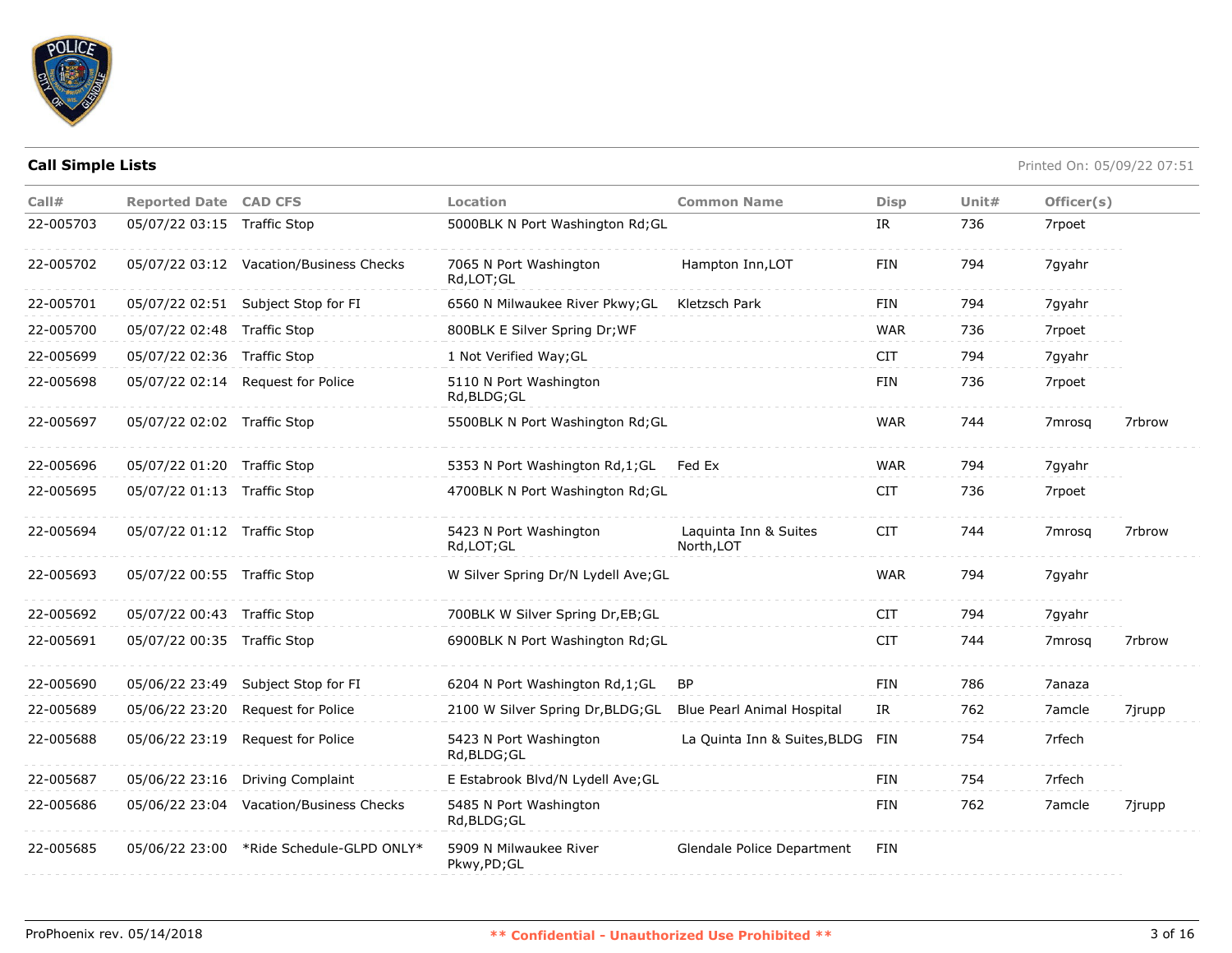## Call Simple Lists

Printed On: 05/09/22 07:51

| Call# | Reported Date | CAD CFS | Location | Common Name | Disp | Unit# | Officer(s) | |
|---|---|---|---|---|---|---|---|---|
| 22-005703 | 05/07/22 03:15 | Traffic Stop | 5000BLK N Port Washington Rd;GL | | IR | 736 | 7rpoet | |
| 22-005702 | 05/07/22 03:12 | Vacation/Business Checks | 7065 N Port Washington Rd,LOT;GL | Hampton Inn,LOT | FIN | 794 | 7gyahr | |
| 22-005701 | 05/07/22 02:51 | Subject Stop for FI | 6560 N Milwaukee River Pkwy;GL | Kletzsch Park | FIN | 794 | 7gyahr | |
| 22-005700 | 05/07/22 02:48 | Traffic Stop | 800BLK E Silver Spring Dr;WF | | WAR | 736 | 7rpoet | |
| 22-005699 | 05/07/22 02:36 | Traffic Stop | 1 Not Verified Way;GL | | CIT | 794 | 7gyahr | |
| 22-005698 | 05/07/22 02:14 | Request for Police | 5110 N Port Washington Rd,BLDG;GL | | FIN | 736 | 7rpoet | |
| 22-005697 | 05/07/22 02:02 | Traffic Stop | 5500BLK N Port Washington Rd;GL | | WAR | 744 | 7mrosq | 7rbrow |
| 22-005696 | 05/07/22 01:20 | Traffic Stop | 5353 N Port Washington Rd,1;GL | Fed Ex | WAR | 794 | 7gyahr | |
| 22-005695 | 05/07/22 01:13 | Traffic Stop | 4700BLK N Port Washington Rd;GL | | CIT | 736 | 7rpoet | |
| 22-005694 | 05/07/22 01:12 | Traffic Stop | 5423 N Port Washington Rd,LOT;GL | Laquinta Inn & Suites North,LOT | CIT | 744 | 7mrosq | 7rbrow |
| 22-005693 | 05/07/22 00:55 | Traffic Stop | W Silver Spring Dr/N Lydell Ave;GL | | WAR | 794 | 7gyahr | |
| 22-005692 | 05/07/22 00:43 | Traffic Stop | 700BLK W Silver Spring Dr,EB;GL | | CIT | 794 | 7gyahr | |
| 22-005691 | 05/07/22 00:35 | Traffic Stop | 6900BLK N Port Washington Rd;GL | | CIT | 744 | 7mrosq | 7rbrow |
| 22-005690 | 05/06/22 23:49 | Subject Stop for FI | 6204 N Port Washington Rd,1;GL | BP | FIN | 786 | 7anaza | |
| 22-005689 | 05/06/22 23:20 | Request for Police | 2100 W Silver Spring Dr,BLDG;GL | Blue Pearl Animal Hospital | IR | 762 | 7amcle | 7jrupp |
| 22-005688 | 05/06/22 23:19 | Request for Police | 5423 N Port Washington Rd,BLDG;GL | La Quinta Inn & Suites,BLDG | FIN | 754 | 7rfech | |
| 22-005687 | 05/06/22 23:16 | Driving Complaint | E Estabrook Blvd/N Lydell Ave;GL | | FIN | 754 | 7rfech | |
| 22-005686 | 05/06/22 23:04 | Vacation/Business Checks | 5485 N Port Washington Rd,BLDG;GL | | FIN | 762 | 7amcle | 7jrupp |
| 22-005685 | 05/06/22 23:00 | *Ride Schedule-GLPD ONLY* | 5909 N Milwaukee River Pkwy,PD;GL | Glendale Police Department | FIN | | | |

ProPhoenix rev. 05/14/2018

** Confidential - Unauthorized Use Prohibited **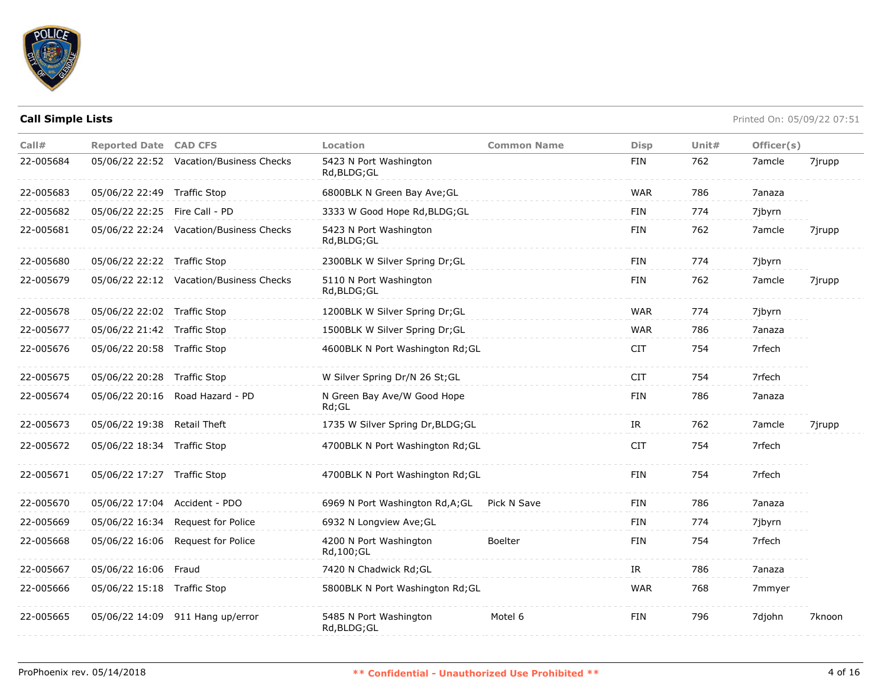## Call Simple Lists

Printed On: 05/09/22 07:51

| Call# | Reported Date | CAD CFS | Location | Common Name | Disp | Unit# | Officer(s) | |
|---|---|---|---|---|---|---|---|---|
| 22-005684 | 05/06/22 22:52 | Vacation/Business Checks | 5423 N Port Washington Rd,BLDG;GL | | FIN | 762 | 7amcle | 7jrupp |
| 22-005683 | 05/06/22 22:49 | Traffic Stop | 6800BLK N Green Bay Ave;GL | | WAR | 786 | 7anaza | |
| 22-005682 | 05/06/22 22:25 | Fire Call - PD | 3333 W Good Hope Rd,BLDG;GL | | FIN | 774 | 7jbyrn | |
| 22-005681 | 05/06/22 22:24 | Vacation/Business Checks | 5423 N Port Washington Rd,BLDG;GL | | FIN | 762 | 7amcle | 7jrupp |
| 22-005680 | 05/06/22 22:22 | Traffic Stop | 2300BLK W Silver Spring Dr;GL | | FIN | 774 | 7jbyrn | |
| 22-005679 | 05/06/22 22:12 | Vacation/Business Checks | 5110 N Port Washington Rd,BLDG;GL | | FIN | 762 | 7amcle | 7jrupp |
| 22-005678 | 05/06/22 22:02 | Traffic Stop | 1200BLK W Silver Spring Dr;GL | | WAR | 774 | 7jbyrn | |
| 22-005677 | 05/06/22 21:42 | Traffic Stop | 1500BLK W Silver Spring Dr;GL | | WAR | 786 | 7anaza | |
| 22-005676 | 05/06/22 20:58 | Traffic Stop | 4600BLK N Port Washington Rd;GL | | CIT | 754 | 7rfech | |
| 22-005675 | 05/06/22 20:28 | Traffic Stop | W Silver Spring Dr/N 26 St;GL | | CIT | 754 | 7rfech | |
| 22-005674 | 05/06/22 20:16 | Road Hazard - PD | N Green Bay Ave/W Good Hope Rd;GL | | FIN | 786 | 7anaza | |
| 22-005673 | 05/06/22 19:38 | Retail Theft | 1735 W Silver Spring Dr,BLDG;GL | | IR | 762 | 7amcle | 7jrupp |
| 22-005672 | 05/06/22 18:34 | Traffic Stop | 4700BLK N Port Washington Rd;GL | | CIT | 754 | 7rfech | |
| 22-005671 | 05/06/22 17:27 | Traffic Stop | 4700BLK N Port Washington Rd;GL | | FIN | 754 | 7rfech | |
| 22-005670 | 05/06/22 17:04 | Accident - PDO | 6969 N Port Washington Rd,A;GL | Pick N Save | FIN | 786 | 7anaza | |
| 22-005669 | 05/06/22 16:34 | Request for Police | 6932 N Longview Ave;GL | | FIN | 774 | 7jbyrn | |
| 22-005668 | 05/06/22 16:06 | Request for Police | 4200 N Port Washington Rd,100;GL | Boelter | FIN | 754 | 7rfech | |
| 22-005667 | 05/06/22 16:06 | Fraud | 7420 N Chadwick Rd;GL | | IR | 786 | 7anaza | |
| 22-005666 | 05/06/22 15:18 | Traffic Stop | 5800BLK N Port Washington Rd;GL | | WAR | 768 | 7mmyer | |
| 22-005665 | 05/06/22 14:09 | 911 Hang up/error | 5485 N Port Washington Rd,BLDG;GL | Motel 6 | FIN | 796 | 7djohn | 7knoon |

ProPhoenix rev. 05/14/2018

** Confidential - Unauthorized Use Prohibited **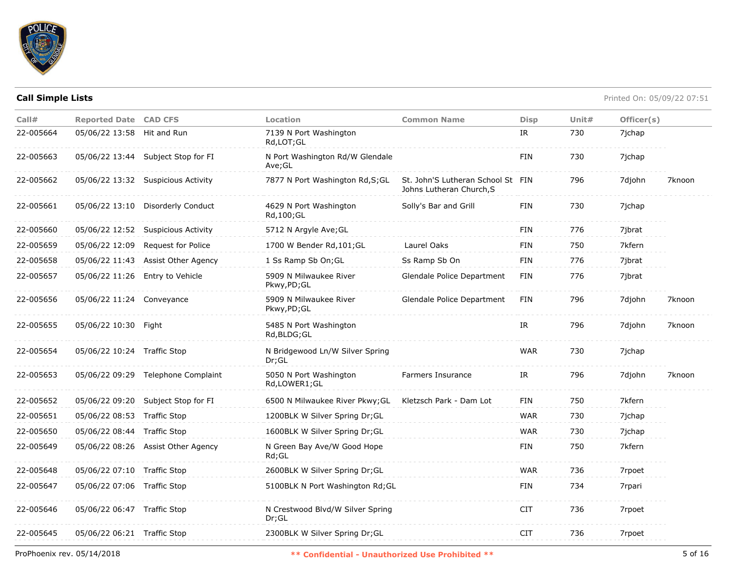## Call Simple Lists

Printed On: 05/09/22 07:51

| Call# | Reported Date | CAD CFS | Location | Common Name | Disp | Unit# | Officer(s) | |
|---|---|---|---|---|---|---|---|---|
| 22-005664 | 05/06/22 13:58 | Hit and Run | 7139 N Port Washington Rd,LOT;GL | | IR | 730 | 7jchap | |
| 22-005663 | 05/06/22 13:44 | Subject Stop for FI | N Port Washington Rd/W Glendale Ave;GL | | FIN | 730 | 7jchap | |
| 22-005662 | 05/06/22 13:32 | Suspicious Activity | 7877 N Port Washington Rd,S;GL | St. John'S Lutheran School St Johns Lutheran Church,S | FIN | 796 | 7djohn | 7knoon |
| 22-005661 | 05/06/22 13:10 | Disorderly Conduct | 4629 N Port Washington Rd,100;GL | Solly's Bar and Grill | FIN | 730 | 7jchap | |
| 22-005660 | 05/06/22 12:52 | Suspicious Activity | 5712 N Argyle Ave;GL | | FIN | 776 | 7jbrat | |
| 22-005659 | 05/06/22 12:09 | Request for Police | 1700 W Bender Rd,101;GL | Laurel Oaks | FIN | 750 | 7kfern | |
| 22-005658 | 05/06/22 11:43 | Assist Other Agency | 1 Ss Ramp Sb On;GL | Ss Ramp Sb On | FIN | 776 | 7jbrat | |
| 22-005657 | 05/06/22 11:26 | Entry to Vehicle | 5909 N Milwaukee River Pkwy,PD;GL | Glendale Police Department | FIN | 776 | 7jbrat | |
| 22-005656 | 05/06/22 11:24 | Conveyance | 5909 N Milwaukee River Pkwy,PD;GL | Glendale Police Department | FIN | 796 | 7djohn | 7knoon |
| 22-005655 | 05/06/22 10:30 | Fight | 5485 N Port Washington Rd,BLDG;GL | | IR | 796 | 7djohn | 7knoon |
| 22-005654 | 05/06/22 10:24 | Traffic Stop | N Bridgewood Ln/W Silver Spring Dr;GL | | WAR | 730 | 7jchap | |
| 22-005653 | 05/06/22 09:29 | Telephone Complaint | 5050 N Port Washington Rd,LOWER1;GL | Farmers Insurance | IR | 796 | 7djohn | 7knoon |
| 22-005652 | 05/06/22 09:20 | Subject Stop for FI | 6500 N Milwaukee River Pkwy;GL | Kletzsch Park - Dam Lot | FIN | 750 | 7kfern | |
| 22-005651 | 05/06/22 08:53 | Traffic Stop | 1200BLK W Silver Spring Dr;GL | | WAR | 730 | 7jchap | |
| 22-005650 | 05/06/22 08:44 | Traffic Stop | 1600BLK W Silver Spring Dr;GL | | WAR | 730 | 7jchap | |
| 22-005649 | 05/06/22 08:26 | Assist Other Agency | N Green Bay Ave/W Good Hope Rd;GL | | FIN | 750 | 7kfern | |
| 22-005648 | 05/06/22 07:10 | Traffic Stop | 2600BLK W Silver Spring Dr;GL | | WAR | 736 | 7rpoet | |
| 22-005647 | 05/06/22 07:06 | Traffic Stop | 5100BLK N Port Washington Rd;GL | | FIN | 734 | 7rpari | |
| 22-005646 | 05/06/22 06:47 | Traffic Stop | N Crestwood Blvd/W Silver Spring Dr;GL | | CIT | 736 | 7rpoet | |
| 22-005645 | 05/06/22 06:21 | Traffic Stop | 2300BLK W Silver Spring Dr;GL | | CIT | 736 | 7rpoet | |

ProPhoenix rev. 05/14/2018

** Confidential - Unauthorized Use Prohibited **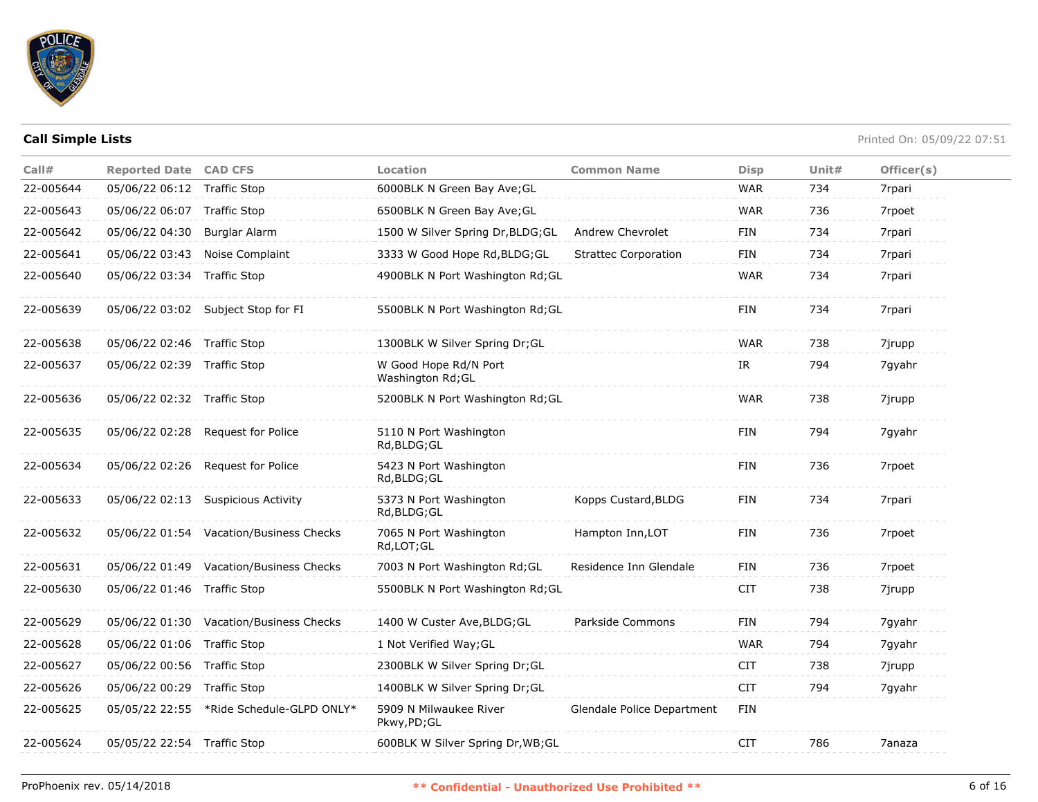**Call Simple Lists**

Printed On: 05/09/22 07:51

| Call# | Reported Date | CAD CFS | Location | Common Name | Disp | Unit# | Officer(s) |
|---|---|---|---|---|---|---|---|
| 22-005644 | 05/06/22 06:12 | Traffic Stop | 6000BLK N Green Bay Ave;GL | | WAR | 734 | 7rpari |
| 22-005643 | 05/06/22 06:07 | Traffic Stop | 6500BLK N Green Bay Ave;GL | | WAR | 736 | 7rpoet |
| 22-005642 | 05/06/22 04:30 | Burglar Alarm | 1500 W Silver Spring Dr,BLDG;GL | Andrew Chevrolet | FIN | 734 | 7rpari |
| 22-005641 | 05/06/22 03:43 | Noise Complaint | 3333 W Good Hope Rd,BLDG;GL | Strattec Corporation | FIN | 734 | 7rpari |
| 22-005640 | 05/06/22 03:34 | Traffic Stop | 4900BLK N Port Washington Rd;GL | | WAR | 734 | 7rpari |
| 22-005639 | 05/06/22 03:02 | Subject Stop for FI | 5500BLK N Port Washington Rd;GL | | FIN | 734 | 7rpari |
| 22-005638 | 05/06/22 02:46 | Traffic Stop | 1300BLK W Silver Spring Dr;GL | | WAR | 738 | 7jrupp |
| 22-005637 | 05/06/22 02:39 | Traffic Stop | W Good Hope Rd/N Port Washington Rd;GL | | IR | 794 | 7gyahr |
| 22-005636 | 05/06/22 02:32 | Traffic Stop | 5200BLK N Port Washington Rd;GL | | WAR | 738 | 7jrupp |
| 22-005635 | 05/06/22 02:28 | Request for Police | 5110 N Port Washington Rd,BLDG;GL | | FIN | 794 | 7gyahr |
| 22-005634 | 05/06/22 02:26 | Request for Police | 5423 N Port Washington Rd,BLDG;GL | | FIN | 736 | 7rpoet |
| 22-005633 | 05/06/22 02:13 | Suspicious Activity | 5373 N Port Washington Rd,BLDG;GL | Kopps Custard,BLDG | FIN | 734 | 7rpari |
| 22-005632 | 05/06/22 01:54 | Vacation/Business Checks | 7065 N Port Washington Rd,LOT;GL | Hampton Inn,LOT | FIN | 736 | 7rpoet |
| 22-005631 | 05/06/22 01:49 | Vacation/Business Checks | 7003 N Port Washington Rd;GL | Residence Inn Glendale | FIN | 736 | 7rpoet |
| 22-005630 | 05/06/22 01:46 | Traffic Stop | 5500BLK N Port Washington Rd;GL | | CIT | 738 | 7jrupp |
| 22-005629 | 05/06/22 01:30 | Vacation/Business Checks | 1400 W Custer Ave,BLDG;GL | Parkside Commons | FIN | 794 | 7gyahr |
| 22-005628 | 05/06/22 01:06 | Traffic Stop | 1 Not Verified Way;GL | | WAR | 794 | 7gyahr |
| 22-005627 | 05/06/22 00:56 | Traffic Stop | 2300BLK W Silver Spring Dr;GL | | CIT | 738 | 7jrupp |
| 22-005626 | 05/06/22 00:29 | Traffic Stop | 1400BLK W Silver Spring Dr;GL | | CIT | 794 | 7gyahr |
| 22-005625 | 05/05/22 22:55 | *Ride Schedule-GLPD ONLY* | 5909 N Milwaukee River Pkwy,PD;GL | Glendale Police Department | FIN | | |
| 22-005624 | 05/05/22 22:54 | Traffic Stop | 600BLK W Silver Spring Dr,WB;GL | | CIT | 786 | 7anaza |

ProPhoenix rev. 05/14/2018

** Confidential - Unauthorized Use Prohibited **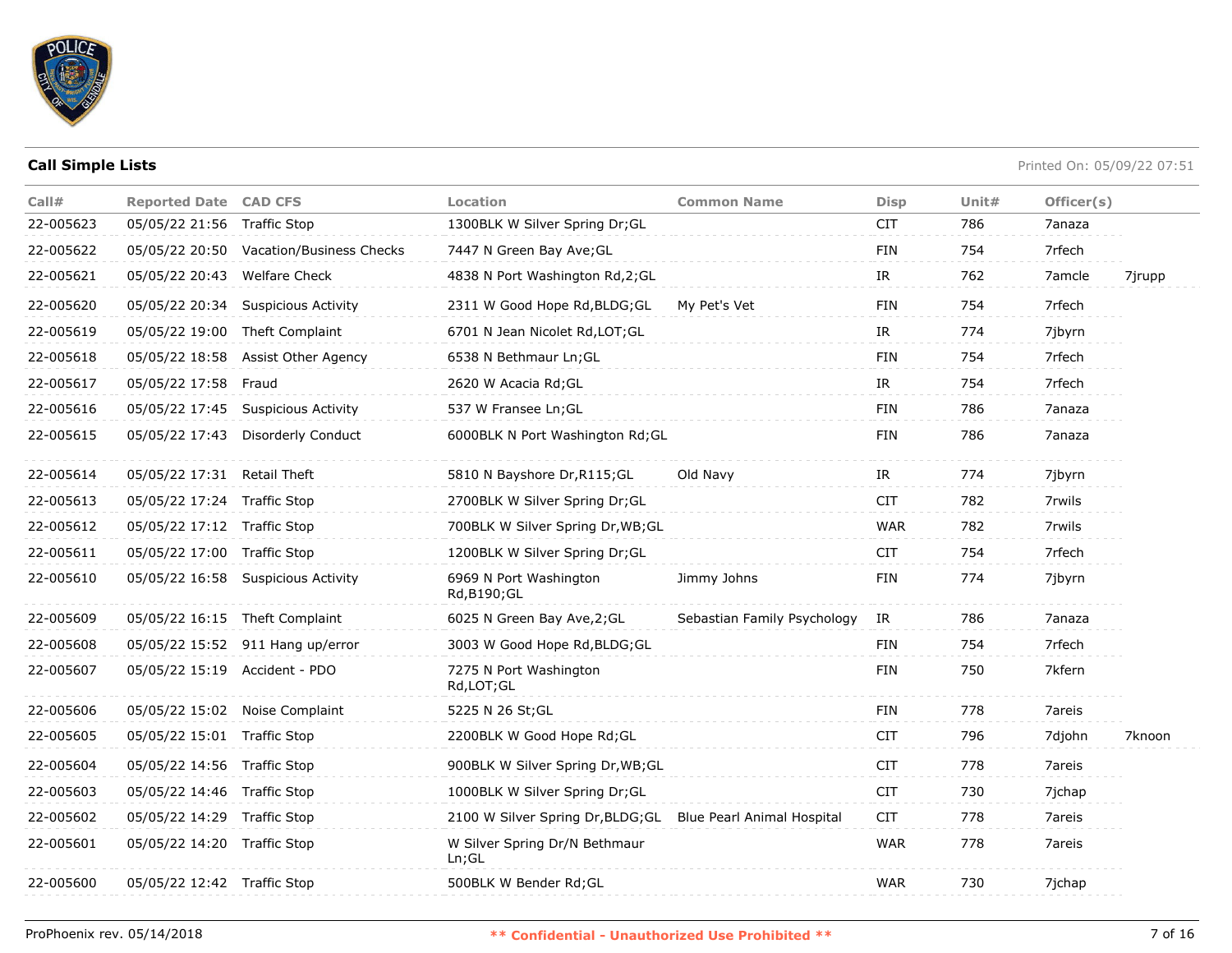**Call Simple Lists**

Printed On: 05/09/22 07:51

| Call# | Reported Date | CAD CFS | Location | Common Name | Disp | Unit# | Officer(s) | |
|---|---|---|---|---|---|---|---|---|
| 22-005623 | 05/05/22 21:56 | Traffic Stop | 1300BLK W Silver Spring Dr;GL | | CIT | 786 | 7anaza | |
| 22-005622 | 05/05/22 20:50 | Vacation/Business Checks | 7447 N Green Bay Ave;GL | | FIN | 754 | 7rfech | |
| 22-005621 | 05/05/22 20:43 | Welfare Check | 4838 N Port Washington Rd,2;GL | | IR | 762 | 7amcle | 7jrupp |
| 22-005620 | 05/05/22 20:34 | Suspicious Activity | 2311 W Good Hope Rd,BLDG;GL | My Pet's Vet | FIN | 754 | 7rfech | |
| 22-005619 | 05/05/22 19:00 | Theft Complaint | 6701 N Jean Nicolet Rd,LOT;GL | | IR | 774 | 7jbyrn | |
| 22-005618 | 05/05/22 18:58 | Assist Other Agency | 6538 N Bethmaur Ln;GL | | FIN | 754 | 7rfech | |
| 22-005617 | 05/05/22 17:58 | Fraud | 2620 W Acacia Rd;GL | | IR | 754 | 7rfech | |
| 22-005616 | 05/05/22 17:45 | Suspicious Activity | 537 W Fransee Ln;GL | | FIN | 786 | 7anaza | |
| 22-005615 | 05/05/22 17:43 | Disorderly Conduct | 6000BLK N Port Washington Rd;GL | | FIN | 786 | 7anaza | |
| 22-005614 | 05/05/22 17:31 | Retail Theft | 5810 N Bayshore Dr,R115;GL | Old Navy | IR | 774 | 7jbyrn | |
| 22-005613 | 05/05/22 17:24 | Traffic Stop | 2700BLK W Silver Spring Dr;GL | | CIT | 782 | 7rwils | |
| 22-005612 | 05/05/22 17:12 | Traffic Stop | 700BLK W Silver Spring Dr,WB;GL | | WAR | 782 | 7rwils | |
| 22-005611 | 05/05/22 17:00 | Traffic Stop | 1200BLK W Silver Spring Dr;GL | | CIT | 754 | 7rfech | |
| 22-005610 | 05/05/22 16:58 | Suspicious Activity | 6969 N Port Washington Rd,B190;GL | Jimmy Johns | FIN | 774 | 7jbyrn | |
| 22-005609 | 05/05/22 16:15 | Theft Complaint | 6025 N Green Bay Ave,2;GL | Sebastian Family Psychology | IR | 786 | 7anaza | |
| 22-005608 | 05/05/22 15:52 | 911 Hang up/error | 3003 W Good Hope Rd,BLDG;GL | | FIN | 754 | 7rfech | |
| 22-005607 | 05/05/22 15:19 | Accident - PDO | 7275 N Port Washington Rd,LOT;GL | | FIN | 750 | 7kfern | |
| 22-005606 | 05/05/22 15:02 | Noise Complaint | 5225 N 26 St;GL | | FIN | 778 | 7areis | |
| 22-005605 | 05/05/22 15:01 | Traffic Stop | 2200BLK W Good Hope Rd;GL | | CIT | 796 | 7djohn | 7knoon |
| 22-005604 | 05/05/22 14:56 | Traffic Stop | 900BLK W Silver Spring Dr,WB;GL | | CIT | 778 | 7areis | |
| 22-005603 | 05/05/22 14:46 | Traffic Stop | 1000BLK W Silver Spring Dr;GL | | CIT | 730 | 7jchap | |
| 22-005602 | 05/05/22 14:29 | Traffic Stop | 2100 W Silver Spring Dr,BLDG;GL | Blue Pearl Animal Hospital | CIT | 778 | 7areis | |
| 22-005601 | 05/05/22 14:20 | Traffic Stop | W Silver Spring Dr/N Bethmaur Ln;GL | | WAR | 778 | 7areis | |
| 22-005600 | 05/05/22 12:42 | Traffic Stop | 500BLK W Bender Rd;GL | | WAR | 730 | 7jchap | |

ProPhoenix rev. 05/14/2018

** Confidential - Unauthorized Use Prohibited **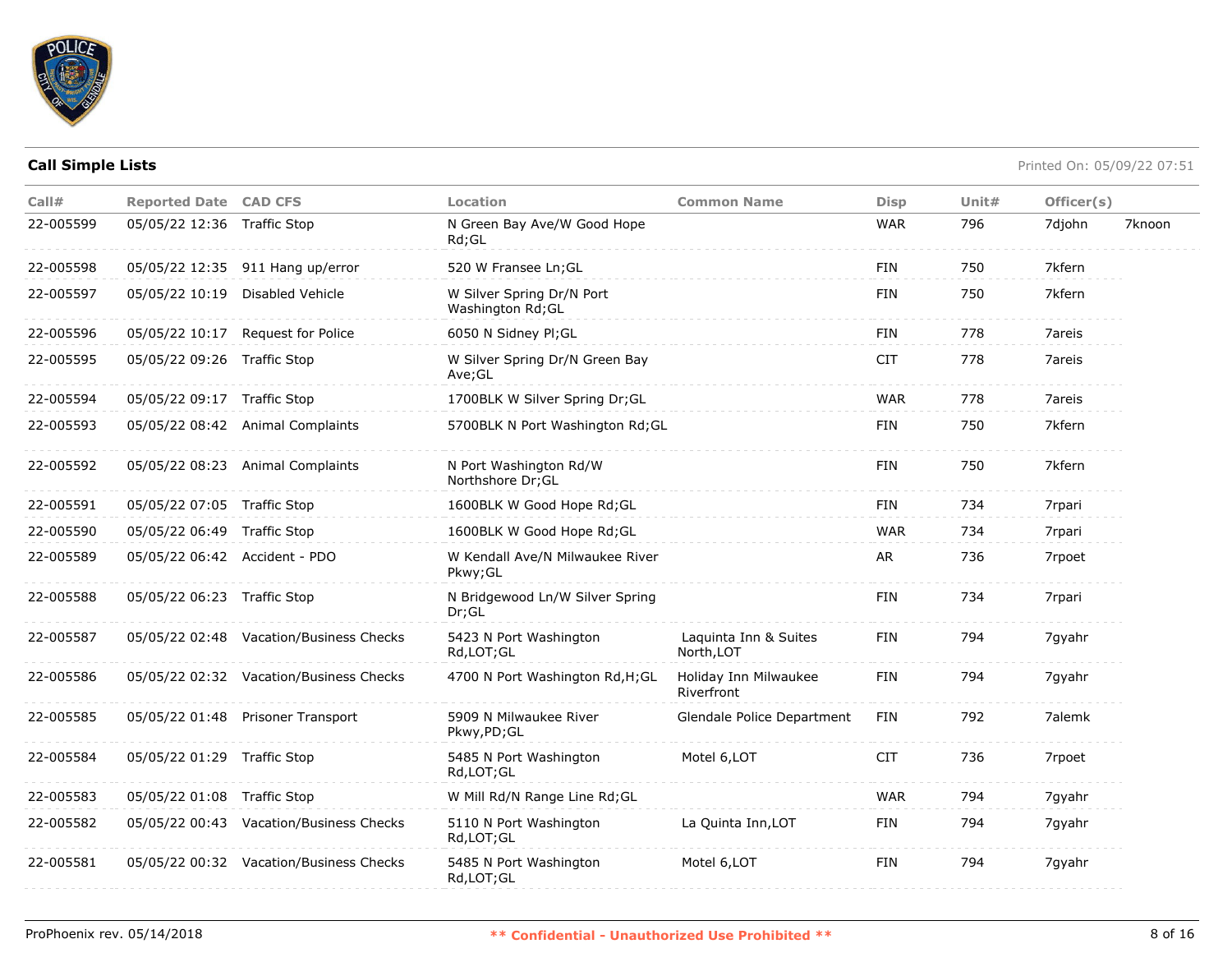## Call Simple Lists

Printed On: 05/09/22 07:51

| Call# | Reported Date | CAD CFS | Location | Common Name | Disp | Unit# | Officer(s) | |
|---|---|---|---|---|---|---|---|---|
| 22-005599 | 05/05/22 12:36 | Traffic Stop | N Green Bay Ave/W Good Hope Rd;GL | | WAR | 796 | 7djohn | 7knoon |
| 22-005598 | 05/05/22 12:35 | 911 Hang up/error | 520 W Fransee Ln;GL | | FIN | 750 | 7kfern | |
| 22-005597 | 05/05/22 10:19 | Disabled Vehicle | W Silver Spring Dr/N Port Washington Rd;GL | | FIN | 750 | 7kfern | |
| 22-005596 | 05/05/22 10:17 | Request for Police | 6050 N Sidney Pl;GL | | FIN | 778 | 7areis | |
| 22-005595 | 05/05/22 09:26 | Traffic Stop | W Silver Spring Dr/N Green Bay Ave;GL | | CIT | 778 | 7areis | |
| 22-005594 | 05/05/22 09:17 | Traffic Stop | 1700BLK W Silver Spring Dr;GL | | WAR | 778 | 7areis | |
| 22-005593 | 05/05/22 08:42 | Animal Complaints | 5700BLK N Port Washington Rd;GL | | FIN | 750 | 7kfern | |
| 22-005592 | 05/05/22 08:23 | Animal Complaints | N Port Washington Rd/W Northshore Dr;GL | | FIN | 750 | 7kfern | |
| 22-005591 | 05/05/22 07:05 | Traffic Stop | 1600BLK W Good Hope Rd;GL | | FIN | 734 | 7rpari | |
| 22-005590 | 05/05/22 06:49 | Traffic Stop | 1600BLK W Good Hope Rd;GL | | WAR | 734 | 7rpari | |
| 22-005589 | 05/05/22 06:42 | Accident - PDO | W Kendall Ave/N Milwaukee River Pkwy;GL | | AR | 736 | 7rpoet | |
| 22-005588 | 05/05/22 06:23 | Traffic Stop | N Bridgewood Ln/W Silver Spring Dr;GL | | FIN | 734 | 7rpari | |
| 22-005587 | 05/05/22 02:48 | Vacation/Business Checks | 5423 N Port Washington Rd,LOT;GL | Laquinta Inn & Suites North,LOT | FIN | 794 | 7gyahr | |
| 22-005586 | 05/05/22 02:32 | Vacation/Business Checks | 4700 N Port Washington Rd,H;GL | Holiday Inn Milwaukee Riverfront | FIN | 794 | 7gyahr | |
| 22-005585 | 05/05/22 01:48 | Prisoner Transport | 5909 N Milwaukee River Pkwy,PD;GL | Glendale Police Department | FIN | 792 | 7alemk | |
| 22-005584 | 05/05/22 01:29 | Traffic Stop | 5485 N Port Washington Rd,LOT;GL | Motel 6,LOT | CIT | 736 | 7rpoet | |
| 22-005583 | 05/05/22 01:08 | Traffic Stop | W Mill Rd/N Range Line Rd;GL | | WAR | 794 | 7gyahr | |
| 22-005582 | 05/05/22 00:43 | Vacation/Business Checks | 5110 N Port Washington Rd,LOT;GL | La Quinta Inn,LOT | FIN | 794 | 7gyahr | |
| 22-005581 | 05/05/22 00:32 | Vacation/Business Checks | 5485 N Port Washington Rd,LOT;GL | Motel 6,LOT | FIN | 794 | 7gyahr | |

ProPhoenix rev. 05/14/2018 ** Confidential - Unauthorized Use Prohibited **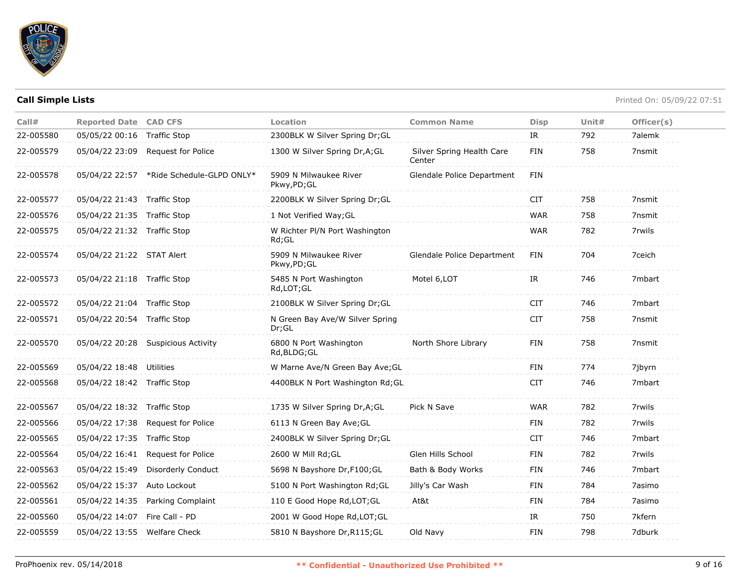**Call Simple Lists**

Printed On: 05/09/22 07:51

| Call# | Reported Date | CAD CFS | Location | Common Name | Disp | Unit# | Officer(s) |
|---|---|---|---|---|---|---|---|
| 22-005580 | 05/05/22 00:16 | Traffic Stop | 2300BLK W Silver Spring Dr;GL | | IR | 792 | 7alemk |
| 22-005579 | 05/04/22 23:09 | Request for Police | 1300 W Silver Spring Dr,A;GL | Silver Spring Health Care Center | FIN | 758 | 7nsmit |
| 22-005578 | 05/04/22 22:57 | *Ride Schedule-GLPD ONLY* | 5909 N Milwaukee River Pkwy,PD;GL | Glendale Police Department | FIN | | |
| 22-005577 | 05/04/22 21:43 | Traffic Stop | 2200BLK W Silver Spring Dr;GL | | CIT | 758 | 7nsmit |
| 22-005576 | 05/04/22 21:35 | Traffic Stop | 1 Not Verified Way;GL | | WAR | 758 | 7nsmit |
| 22-005575 | 05/04/22 21:32 | Traffic Stop | W Richter Pl/N Port Washington Rd;GL | | WAR | 782 | 7rwils |
| 22-005574 | 05/04/22 21:22 | STAT Alert | 5909 N Milwaukee River Pkwy,PD;GL | Glendale Police Department | FIN | 704 | 7ceich |
| 22-005573 | 05/04/22 21:18 | Traffic Stop | 5485 N Port Washington Rd,LOT;GL | Motel 6,LOT | IR | 746 | 7mbart |
| 22-005572 | 05/04/22 21:04 | Traffic Stop | 2100BLK W Silver Spring Dr;GL | | CIT | 746 | 7mbart |
| 22-005571 | 05/04/22 20:54 | Traffic Stop | N Green Bay Ave/W Silver Spring Dr;GL | | CIT | 758 | 7nsmit |
| 22-005570 | 05/04/22 20:28 | Suspicious Activity | 6800 N Port Washington Rd,BLDG;GL | North Shore Library | FIN | 758 | 7nsmit |
| 22-005569 | 05/04/22 18:48 | Utilities | W Marne Ave/N Green Bay Ave;GL | | FIN | 774 | 7jbyrn |
| 22-005568 | 05/04/22 18:42 | Traffic Stop | 4400BLK N Port Washington Rd;GL | | CIT | 746 | 7mbart |
| 22-005567 | 05/04/22 18:32 | Traffic Stop | 1735 W Silver Spring Dr,A;GL | Pick N Save | WAR | 782 | 7rwils |
| 22-005566 | 05/04/22 17:38 | Request for Police | 6113 N Green Bay Ave;GL | | FIN | 782 | 7rwils |
| 22-005565 | 05/04/22 17:35 | Traffic Stop | 2400BLK W Silver Spring Dr;GL | | CIT | 746 | 7mbart |
| 22-005564 | 05/04/22 16:41 | Request for Police | 2600 W Mill Rd;GL | Glen Hills School | FIN | 782 | 7rwils |
| 22-005563 | 05/04/22 15:49 | Disorderly Conduct | 5698 N Bayshore Dr,F100;GL | Bath & Body Works | FIN | 746 | 7mbart |
| 22-005562 | 05/04/22 15:37 | Auto Lockout | 5100 N Port Washington Rd;GL | Jilly's Car Wash | FIN | 784 | 7asimo |
| 22-005561 | 05/04/22 14:35 | Parking Complaint | 110 E Good Hope Rd,LOT;GL | At&t | FIN | 784 | 7asimo |
| 22-005560 | 05/04/22 14:07 | Fire Call - PD | 2001 W Good Hope Rd,LOT;GL | | IR | 750 | 7kfern |
| 22-005559 | 05/04/22 13:55 | Welfare Check | 5810 N Bayshore Dr,R115;GL | Old Navy | FIN | 798 | 7dburk |

ProPhoenix rev. 05/14/2018

** Confidential - Unauthorized Use Prohibited **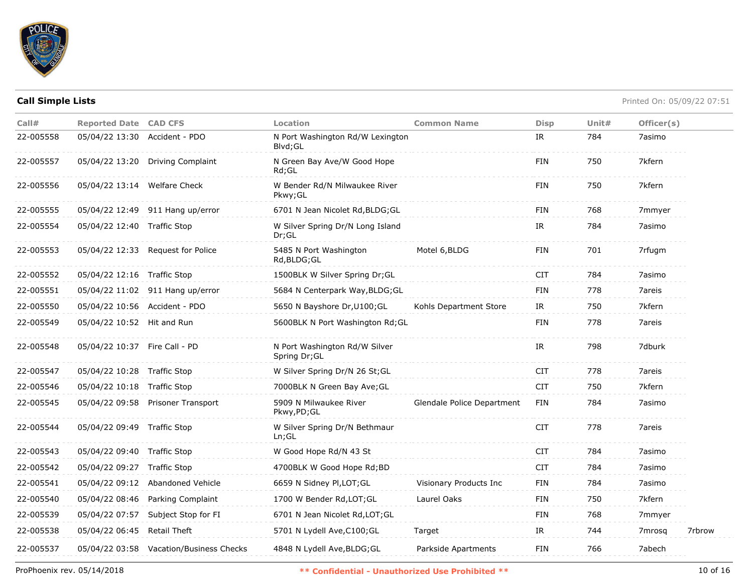## Call Simple Lists

Printed On: 05/09/22 07:51

| Call# | Reported Date | CAD CFS | Location | Common Name | Disp | Unit# | Officer(s) | |
|---|---|---|---|---|---|---|---|---|
| 22-005558 | 05/04/22 13:30 | Accident - PDO | N Port Washington Rd/W Lexington Blvd;GL | | IR | 784 | 7asimo | |
| 22-005557 | 05/04/22 13:20 | Driving Complaint | N Green Bay Ave/W Good Hope Rd;GL | | FIN | 750 | 7kfern | |
| 22-005556 | 05/04/22 13:14 | Welfare Check | W Bender Rd/N Milwaukee River Pkwy;GL | | FIN | 750 | 7kfern | |
| 22-005555 | 05/04/22 12:49 | 911 Hang up/error | 6701 N Jean Nicolet Rd,BLDG;GL | | FIN | 768 | 7mmyer | |
| 22-005554 | 05/04/22 12:40 | Traffic Stop | W Silver Spring Dr/N Long Island Dr;GL | | IR | 784 | 7asimo | |
| 22-005553 | 05/04/22 12:33 | Request for Police | 5485 N Port Washington Rd,BLDG;GL | Motel 6,BLDG | FIN | 701 | 7rfugm | |
| 22-005552 | 05/04/22 12:16 | Traffic Stop | 1500BLK W Silver Spring Dr;GL | | CIT | 784 | 7asimo | |
| 22-005551 | 05/04/22 11:02 | 911 Hang up/error | 5684 N Centerpark Way,BLDG;GL | | FIN | 778 | 7areis | |
| 22-005550 | 05/04/22 10:56 | Accident - PDO | 5650 N Bayshore Dr,U100;GL | Kohls Department Store | IR | 750 | 7kfern | |
| 22-005549 | 05/04/22 10:52 | Hit and Run | 5600BLK N Port Washington Rd;GL | | FIN | 778 | 7areis | |
| 22-005548 | 05/04/22 10:37 | Fire Call - PD | N Port Washington Rd/W Silver Spring Dr;GL | | IR | 798 | 7dburk | |
| 22-005547 | 05/04/22 10:28 | Traffic Stop | W Silver Spring Dr/N 26 St;GL | | CIT | 778 | 7areis | |
| 22-005546 | 05/04/22 10:18 | Traffic Stop | 7000BLK N Green Bay Ave;GL | | CIT | 750 | 7kfern | |
| 22-005545 | 05/04/22 09:58 | Prisoner Transport | 5909 N Milwaukee River Pkwy,PD;GL | Glendale Police Department | FIN | 784 | 7asimo | |
| 22-005544 | 05/04/22 09:49 | Traffic Stop | W Silver Spring Dr/N Bethmaur Ln;GL | | CIT | 778 | 7areis | |
| 22-005543 | 05/04/22 09:40 | Traffic Stop | W Good Hope Rd/N 43 St | | CIT | 784 | 7asimo | |
| 22-005542 | 05/04/22 09:27 | Traffic Stop | 4700BLK W Good Hope Rd;BD | | CIT | 784 | 7asimo | |
| 22-005541 | 05/04/22 09:12 | Abandoned Vehicle | 6659 N Sidney Pl,LOT;GL | Visionary Products Inc | FIN | 784 | 7asimo | |
| 22-005540 | 05/04/22 08:46 | Parking Complaint | 1700 W Bender Rd,LOT;GL | Laurel Oaks | FIN | 750 | 7kfern | |
| 22-005539 | 05/04/22 07:57 | Subject Stop for FI | 6701 N Jean Nicolet Rd,LOT;GL | | FIN | 768 | 7mmyer | |
| 22-005538 | 05/04/22 06:45 | Retail Theft | 5701 N Lydell Ave,C100;GL | Target | IR | 744 | 7mrosq | 7rbrow |
| 22-005537 | 05/04/22 03:58 | Vacation/Business Checks | 4848 N Lydell Ave,BLDG;GL | Parkside Apartments | FIN | 766 | 7abech | |

ProPhoenix rev. 05/14/2018

**\*\* Confidential - Unauthorized Use Prohibited \*\***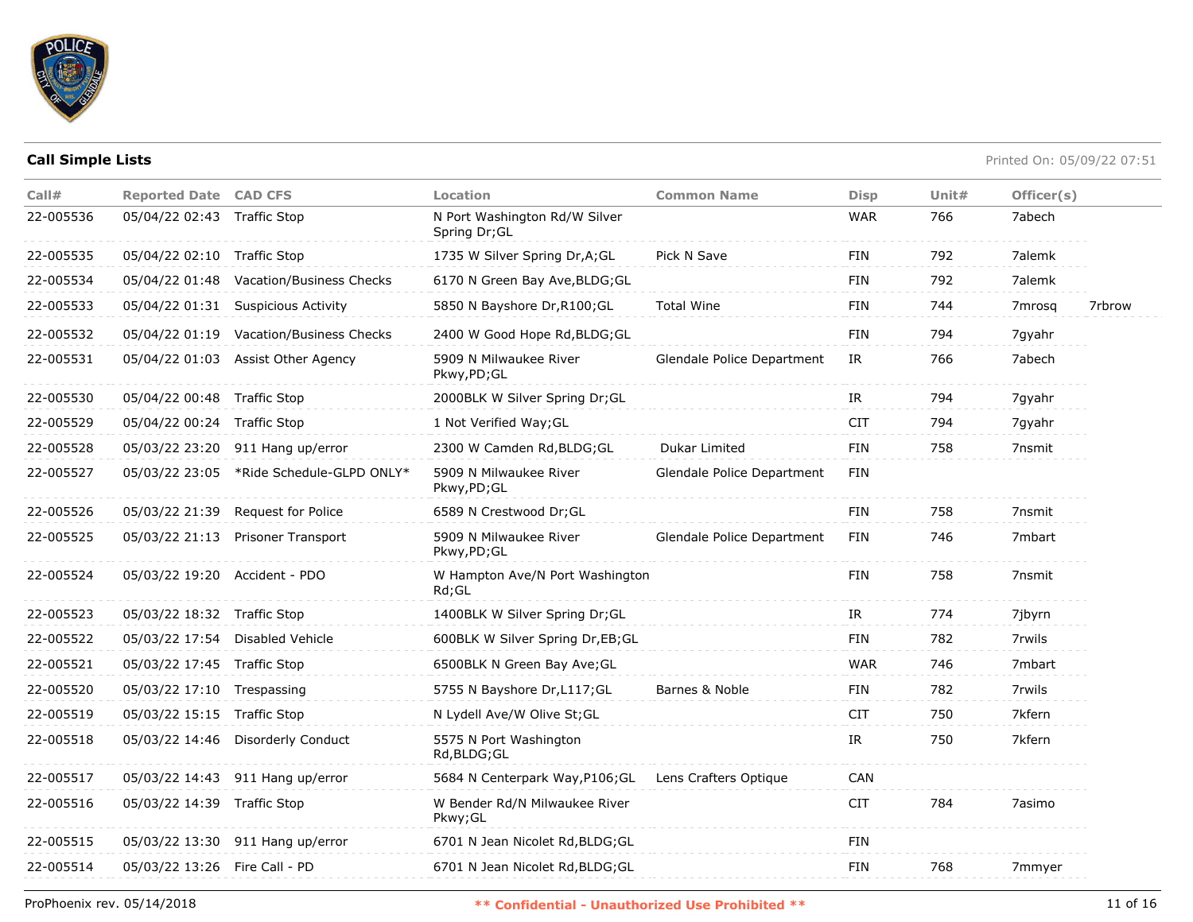**Call Simple Lists**

Printed On: 05/09/22 07:51

| Call# | Reported Date | CAD CFS | Location | Common Name | Disp | Unit# | Officer(s) | |
|---|---|---|---|---|---|---|---|---|
| 22-005536 | 05/04/22 02:43 | Traffic Stop | N Port Washington Rd/W Silver Spring Dr;GL | | WAR | 766 | 7abech | |
| 22-005535 | 05/04/22 02:10 | Traffic Stop | 1735 W Silver Spring Dr,A;GL | Pick N Save | FIN | 792 | 7alemk | |
| 22-005534 | 05/04/22 01:48 | Vacation/Business Checks | 6170 N Green Bay Ave,BLDG;GL | | FIN | 792 | 7alemk | |
| 22-005533 | 05/04/22 01:31 | Suspicious Activity | 5850 N Bayshore Dr,R100;GL | Total Wine | FIN | 744 | 7mrosq | 7rbrow |
| 22-005532 | 05/04/22 01:19 | Vacation/Business Checks | 2400 W Good Hope Rd,BLDG;GL | | FIN | 794 | 7gyahr | |
| 22-005531 | 05/04/22 01:03 | Assist Other Agency | 5909 N Milwaukee River Pkwy,PD;GL | Glendale Police Department | IR | 766 | 7abech | |
| 22-005530 | 05/04/22 00:48 | Traffic Stop | 2000BLK W Silver Spring Dr;GL | | IR | 794 | 7gyahr | |
| 22-005529 | 05/04/22 00:24 | Traffic Stop | 1 Not Verified Way;GL | | CIT | 794 | 7gyahr | |
| 22-005528 | 05/03/22 23:20 | 911 Hang up/error | 2300 W Camden Rd,BLDG;GL | Dukar Limited | FIN | 758 | 7nsmit | |
| 22-005527 | 05/03/22 23:05 | *Ride Schedule-GLPD ONLY* | 5909 N Milwaukee River Pkwy,PD;GL | Glendale Police Department | FIN | | | |
| 22-005526 | 05/03/22 21:39 | Request for Police | 6589 N Crestwood Dr;GL | | FIN | 758 | 7nsmit | |
| 22-005525 | 05/03/22 21:13 | Prisoner Transport | 5909 N Milwaukee River Pkwy,PD;GL | Glendale Police Department | FIN | 746 | 7mbart | |
| 22-005524 | 05/03/22 19:20 | Accident - PDO | W Hampton Ave/N Port Washington Rd;GL | | FIN | 758 | 7nsmit | |
| 22-005523 | 05/03/22 18:32 | Traffic Stop | 1400BLK W Silver Spring Dr;GL | | IR | 774 | 7jbyrn | |
| 22-005522 | 05/03/22 17:54 | Disabled Vehicle | 600BLK W Silver Spring Dr,EB;GL | | FIN | 782 | 7rwils | |
| 22-005521 | 05/03/22 17:45 | Traffic Stop | 6500BLK N Green Bay Ave;GL | | WAR | 746 | 7mbart | |
| 22-005520 | 05/03/22 17:10 | Trespassing | 5755 N Bayshore Dr,L117;GL | Barnes & Noble | FIN | 782 | 7rwils | |
| 22-005519 | 05/03/22 15:15 | Traffic Stop | N Lydell Ave/W Olive St;GL | | CIT | 750 | 7kfern | |
| 22-005518 | 05/03/22 14:46 | Disorderly Conduct | 5575 N Port Washington Rd,BLDG;GL | | IR | 750 | 7kfern | |
| 22-005517 | 05/03/22 14:43 | 911 Hang up/error | 5684 N Centerpark Way,P106;GL | Lens Crafters Optique | CAN | | | |
| 22-005516 | 05/03/22 14:39 | Traffic Stop | W Bender Rd/N Milwaukee River Pkwy;GL | | CIT | 784 | 7asimo | |
| 22-005515 | 05/03/22 13:30 | 911 Hang up/error | 6701 N Jean Nicolet Rd,BLDG;GL | | FIN | | | |
| 22-005514 | 05/03/22 13:26 | Fire Call - PD | 6701 N Jean Nicolet Rd,BLDG;GL | | FIN | 768 | 7mmyer | |

ProPhoenix rev. 05/14/2018

** Confidential - Unauthorized Use Prohibited **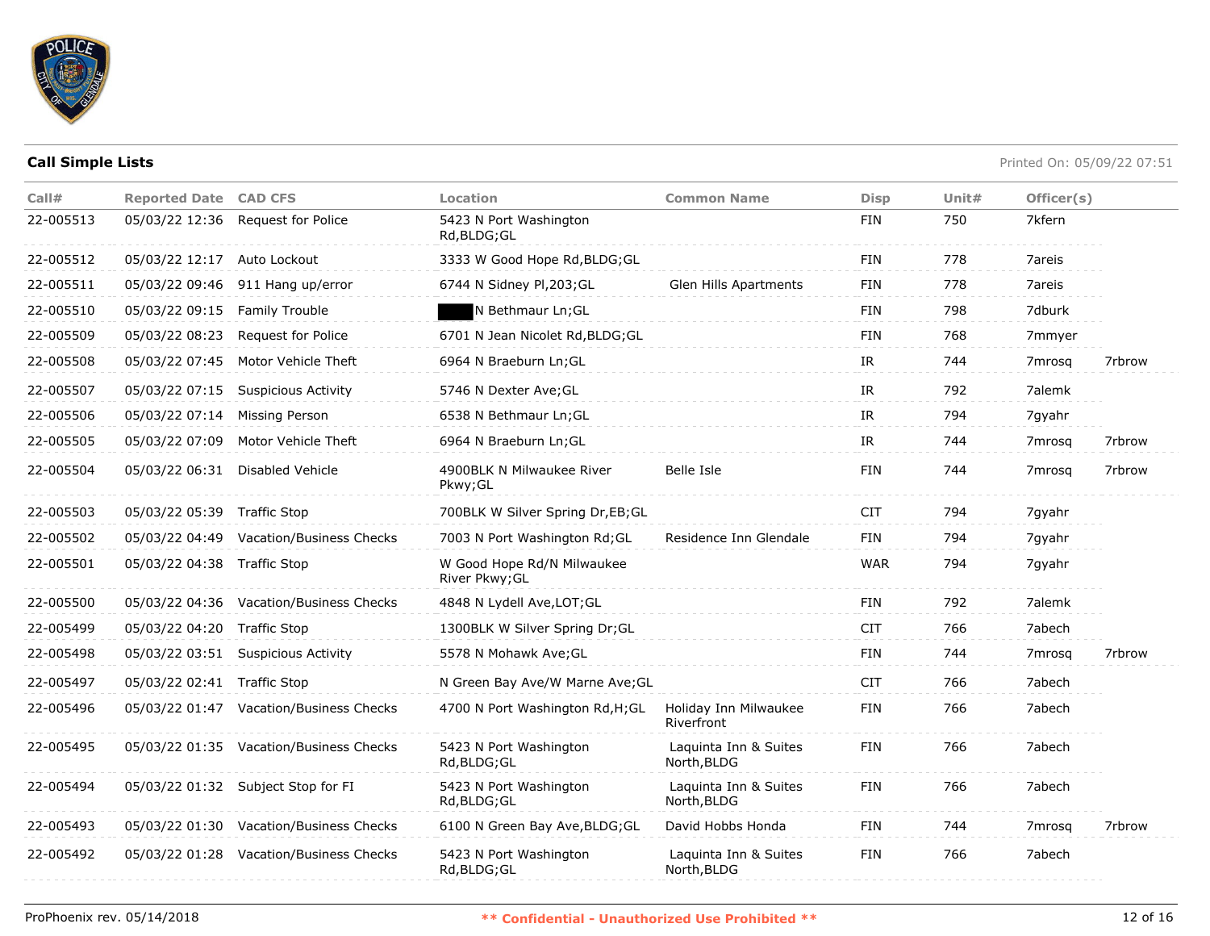**Call Simple Lists**

Printed On: 05/09/22 07:51

| Call# | Reported Date | CAD CFS | Location | Common Name | Disp | Unit# | Officer(s) | |
|---|---|---|---|---|---|---|---|---|
| 22-005513 | 05/03/22 12:36 | Request for Police | 5423 N Port Washington Rd,BLDG;GL | | FIN | 750 | 7kfern | |
| 22-005512 | 05/03/22 12:17 | Auto Lockout | 3333 W Good Hope Rd,BLDG;GL | | FIN | 778 | 7areis | |
| 22-005511 | 05/03/22 09:46 | 911 Hang up/error | 6744 N Sidney Pl,203;GL | Glen Hills Apartments | FIN | 778 | 7areis | |
| 22-005510 | 05/03/22 09:15 | Family Trouble | █████ N Bethmaur Ln;GL | | FIN | 798 | 7dburk | |
| 22-005509 | 05/03/22 08:23 | Request for Police | 6701 N Jean Nicolet Rd,BLDG;GL | | FIN | 768 | 7mmyer | |
| 22-005508 | 05/03/22 07:45 | Motor Vehicle Theft | 6964 N Braeburn Ln;GL | | IR | 744 | 7mrosq | 7rbrow |
| 22-005507 | 05/03/22 07:15 | Suspicious Activity | 5746 N Dexter Ave;GL | | IR | 792 | 7alemk | |
| 22-005506 | 05/03/22 07:14 | Missing Person | 6538 N Bethmaur Ln;GL | | IR | 794 | 7gyahr | |
| 22-005505 | 05/03/22 07:09 | Motor Vehicle Theft | 6964 N Braeburn Ln;GL | | IR | 744 | 7mrosq | 7rbrow |
| 22-005504 | 05/03/22 06:31 | Disabled Vehicle | 4900BLK N Milwaukee River Pkwy;GL | Belle Isle | FIN | 744 | 7mrosq | 7rbrow |
| 22-005503 | 05/03/22 05:39 | Traffic Stop | 700BLK W Silver Spring Dr,EB;GL | | CIT | 794 | 7gyahr | |
| 22-005502 | 05/03/22 04:49 | Vacation/Business Checks | 7003 N Port Washington Rd;GL | Residence Inn Glendale | FIN | 794 | 7gyahr | |
| 22-005501 | 05/03/22 04:38 | Traffic Stop | W Good Hope Rd/N Milwaukee River Pkwy;GL | | WAR | 794 | 7gyahr | |
| 22-005500 | 05/03/22 04:36 | Vacation/Business Checks | 4848 N Lydell Ave,LOT;GL | | FIN | 792 | 7alemk | |
| 22-005499 | 05/03/22 04:20 | Traffic Stop | 1300BLK W Silver Spring Dr;GL | | CIT | 766 | 7abech | |
| 22-005498 | 05/03/22 03:51 | Suspicious Activity | 5578 N Mohawk Ave;GL | | FIN | 744 | 7mrosq | 7rbrow |
| 22-005497 | 05/03/22 02:41 | Traffic Stop | N Green Bay Ave/W Marne Ave;GL | | CIT | 766 | 7abech | |
| 22-005496 | 05/03/22 01:47 | Vacation/Business Checks | 4700 N Port Washington Rd,H;GL | Holiday Inn Milwaukee Riverfront | FIN | 766 | 7abech | |
| 22-005495 | 05/03/22 01:35 | Vacation/Business Checks | 5423 N Port Washington Rd,BLDG;GL | Laquinta Inn & Suites North,BLDG | FIN | 766 | 7abech | |
| 22-005494 | 05/03/22 01:32 | Subject Stop for FI | 5423 N Port Washington Rd,BLDG;GL | Laquinta Inn & Suites North,BLDG | FIN | 766 | 7abech | |
| 22-005493 | 05/03/22 01:30 | Vacation/Business Checks | 6100 N Green Bay Ave,BLDG;GL | David Hobbs Honda | FIN | 744 | 7mrosq | 7rbrow |
| 22-005492 | 05/03/22 01:28 | Vacation/Business Checks | 5423 N Port Washington Rd,BLDG;GL | Laquinta Inn & Suites North,BLDG | FIN | 766 | 7abech | |

ProPhoenix rev. 05/14/2018

**\*\* Confidential - Unauthorized Use Prohibited \*\***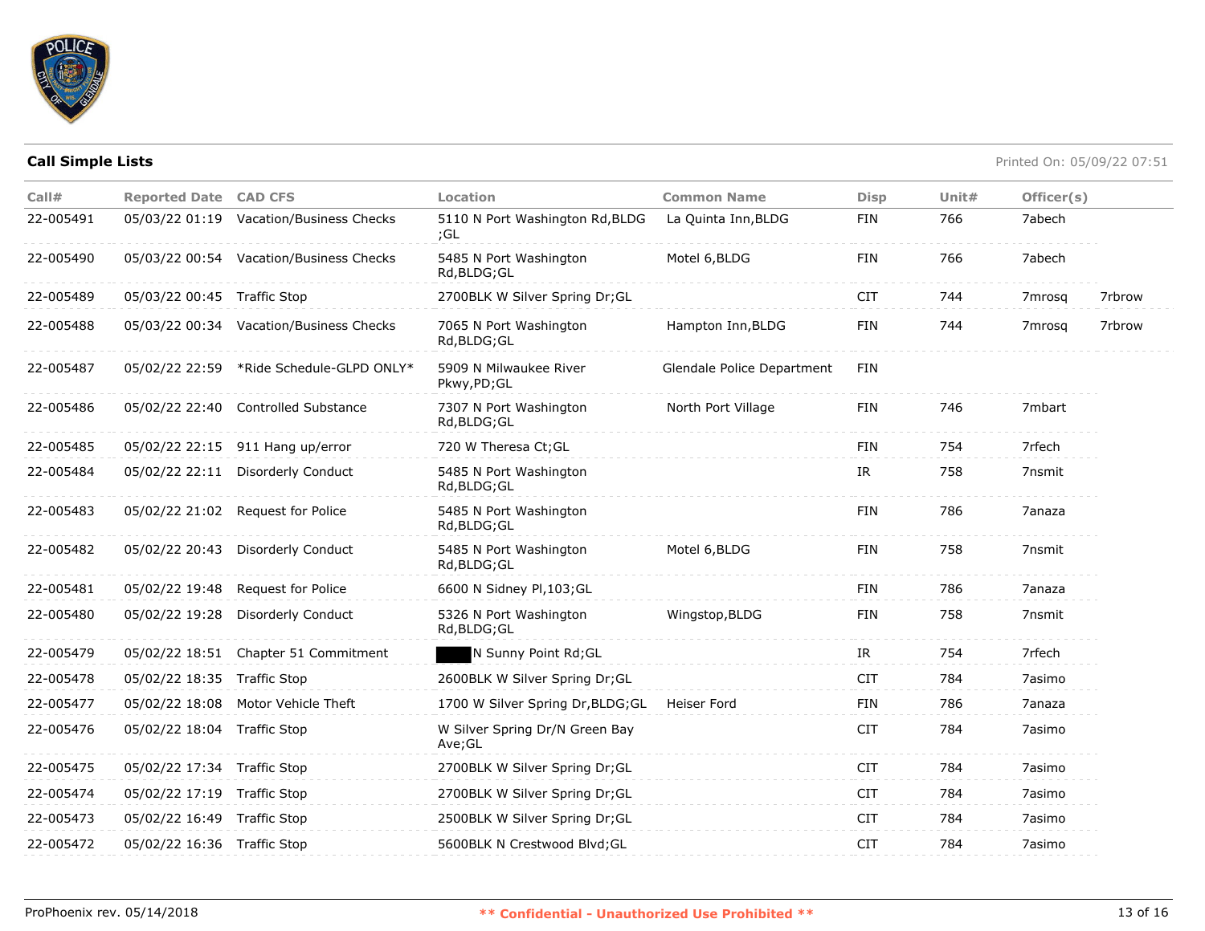## Call Simple Lists

Printed On: 05/09/22 07:51

| Call# | Reported Date | CAD CFS | Location | Common Name | Disp | Unit# | Officer(s) | |
|---|---|---|---|---|---|---|---|---|
| 22-005491 | 05/03/22 01:19 | Vacation/Business Checks | 5110 N Port Washington Rd,BLDG ;GL | La Quinta Inn,BLDG | FIN | 766 | 7abech | |
| 22-005490 | 05/03/22 00:54 | Vacation/Business Checks | 5485 N Port Washington Rd,BLDG;GL | Motel 6,BLDG | FIN | 766 | 7abech | |
| 22-005489 | 05/03/22 00:45 | Traffic Stop | 2700BLK W Silver Spring Dr;GL | | CIT | 744 | 7mrosq | 7rbrow |
| 22-005488 | 05/03/22 00:34 | Vacation/Business Checks | 7065 N Port Washington Rd,BLDG;GL | Hampton Inn,BLDG | FIN | 744 | 7mrosq | 7rbrow |
| 22-005487 | 05/02/22 22:59 | *Ride Schedule-GLPD ONLY* | 5909 N Milwaukee River Pkwy,PD;GL | Glendale Police Department | FIN | | | |
| 22-005486 | 05/02/22 22:40 | Controlled Substance | 7307 N Port Washington Rd,BLDG;GL | North Port Village | FIN | 746 | 7mbart | |
| 22-005485 | 05/02/22 22:15 | 911 Hang up/error | 720 W Theresa Ct;GL | | FIN | 754 | 7rfech | |
| 22-005484 | 05/02/22 22:11 | Disorderly Conduct | 5485 N Port Washington Rd,BLDG;GL | | IR | 758 | 7nsmit | |
| 22-005483 | 05/02/22 21:02 | Request for Police | 5485 N Port Washington Rd,BLDG;GL | | FIN | 786 | 7anaza | |
| 22-005482 | 05/02/22 20:43 | Disorderly Conduct | 5485 N Port Washington Rd,BLDG;GL | Motel 6,BLDG | FIN | 758 | 7nsmit | |
| 22-005481 | 05/02/22 19:48 | Request for Police | 6600 N Sidney Pl,103;GL | | FIN | 786 | 7anaza | |
| 22-005480 | 05/02/22 19:28 | Disorderly Conduct | 5326 N Port Washington Rd,BLDG;GL | Wingstop,BLDG | FIN | 758 | 7nsmit | |
| 22-005479 | 05/02/22 18:51 | Chapter 51 Commitment | [REDACTED] N Sunny Point Rd;GL | | IR | 754 | 7rfech | |
| 22-005478 | 05/02/22 18:35 | Traffic Stop | 2600BLK W Silver Spring Dr;GL | | CIT | 784 | 7asimo | |
| 22-005477 | 05/02/22 18:08 | Motor Vehicle Theft | 1700 W Silver Spring Dr,BLDG;GL | Heiser Ford | FIN | 786 | 7anaza | |
| 22-005476 | 05/02/22 18:04 | Traffic Stop | W Silver Spring Dr/N Green Bay Ave;GL | | CIT | 784 | 7asimo | |
| 22-005475 | 05/02/22 17:34 | Traffic Stop | 2700BLK W Silver Spring Dr;GL | | CIT | 784 | 7asimo | |
| 22-005474 | 05/02/22 17:19 | Traffic Stop | 2700BLK W Silver Spring Dr;GL | | CIT | 784 | 7asimo | |
| 22-005473 | 05/02/22 16:49 | Traffic Stop | 2500BLK W Silver Spring Dr;GL | | CIT | 784 | 7asimo | |
| 22-005472 | 05/02/22 16:36 | Traffic Stop | 5600BLK N Crestwood Blvd;GL | | CIT | 784 | 7asimo | |

ProPhoenix rev. 05/14/2018

** Confidential - Unauthorized Use Prohibited **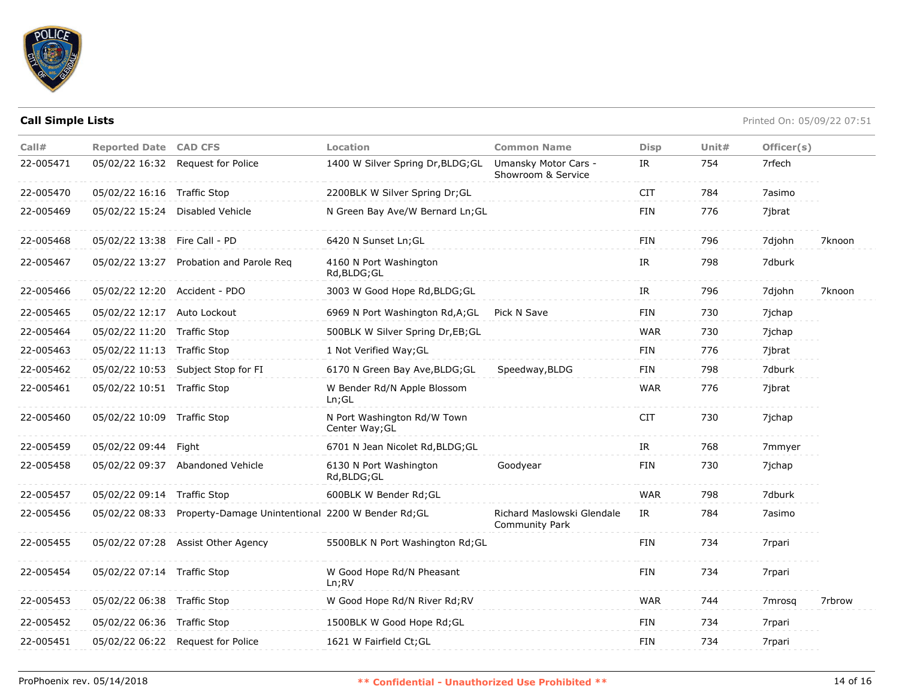## Call Simple Lists

Printed On: 05/09/22 07:51

| Call# | Reported Date | CAD CFS | Location | Common Name | Disp | Unit# | Officer(s) | |
|---|---|---|---|---|---|---|---|---|
| 22-005471 | 05/02/22 16:32 | Request for Police | 1400 W Silver Spring Dr,BLDG;GL | Umansky Motor Cars - Showroom & Service | IR | 754 | 7rfech | |
| 22-005470 | 05/02/22 16:16 | Traffic Stop | 2200BLK W Silver Spring Dr;GL | | CIT | 784 | 7asimo | |
| 22-005469 | 05/02/22 15:24 | Disabled Vehicle | N Green Bay Ave/W Bernard Ln;GL | | FIN | 776 | 7jbrat | |
| 22-005468 | 05/02/22 13:38 | Fire Call - PD | 6420 N Sunset Ln;GL | | FIN | 796 | 7djohn | 7knoon |
| 22-005467 | 05/02/22 13:27 | Probation and Parole Req | 4160 N Port Washington Rd,BLDG;GL | | IR | 798 | 7dburk | |
| 22-005466 | 05/02/22 12:20 | Accident - PDO | 3003 W Good Hope Rd,BLDG;GL | | IR | 796 | 7djohn | 7knoon |
| 22-005465 | 05/02/22 12:17 | Auto Lockout | 6969 N Port Washington Rd,A;GL | Pick N Save | FIN | 730 | 7jchap | |
| 22-005464 | 05/02/22 11:20 | Traffic Stop | 500BLK W Silver Spring Dr,EB;GL | | WAR | 730 | 7jchap | |
| 22-005463 | 05/02/22 11:13 | Traffic Stop | 1 Not Verified Way;GL | | FIN | 776 | 7jbrat | |
| 22-005462 | 05/02/22 10:53 | Subject Stop for FI | 6170 N Green Bay Ave,BLDG;GL | Speedway,BLDG | FIN | 798 | 7dburk | |
| 22-005461 | 05/02/22 10:51 | Traffic Stop | W Bender Rd/N Apple Blossom Ln;GL | | WAR | 776 | 7jbrat | |
| 22-005460 | 05/02/22 10:09 | Traffic Stop | N Port Washington Rd/W Town Center Way;GL | | CIT | 730 | 7jchap | |
| 22-005459 | 05/02/22 09:44 | Fight | 6701 N Jean Nicolet Rd,BLDG;GL | | IR | 768 | 7mmyer | |
| 22-005458 | 05/02/22 09:37 | Abandoned Vehicle | 6130 N Port Washington Rd,BLDG;GL | Goodyear | FIN | 730 | 7jchap | |
| 22-005457 | 05/02/22 09:14 | Traffic Stop | 600BLK W Bender Rd;GL | | WAR | 798 | 7dburk | |
| 22-005456 | 05/02/22 08:33 | Property-Damage Unintentional | 2200 W Bender Rd;GL | Richard Maslowski Glendale Community Park | IR | 784 | 7asimo | |
| 22-005455 | 05/02/22 07:28 | Assist Other Agency | 5500BLK N Port Washington Rd;GL | | FIN | 734 | 7rpari | |
| 22-005454 | 05/02/22 07:14 | Traffic Stop | W Good Hope Rd/N Pheasant Ln;RV | | FIN | 734 | 7rpari | |
| 22-005453 | 05/02/22 06:38 | Traffic Stop | W Good Hope Rd/N River Rd;RV | | WAR | 744 | 7mrosq | 7rbrow |
| 22-005452 | 05/02/22 06:36 | Traffic Stop | 1500BLK W Good Hope Rd;GL | | FIN | 734 | 7rpari | |
| 22-005451 | 05/02/22 06:22 | Request for Police | 1621 W Fairfield Ct;GL | | FIN | 734 | 7rpari | |

ProPhoenix rev. 05/14/2018 ** Confidential - Unauthorized Use Prohibited **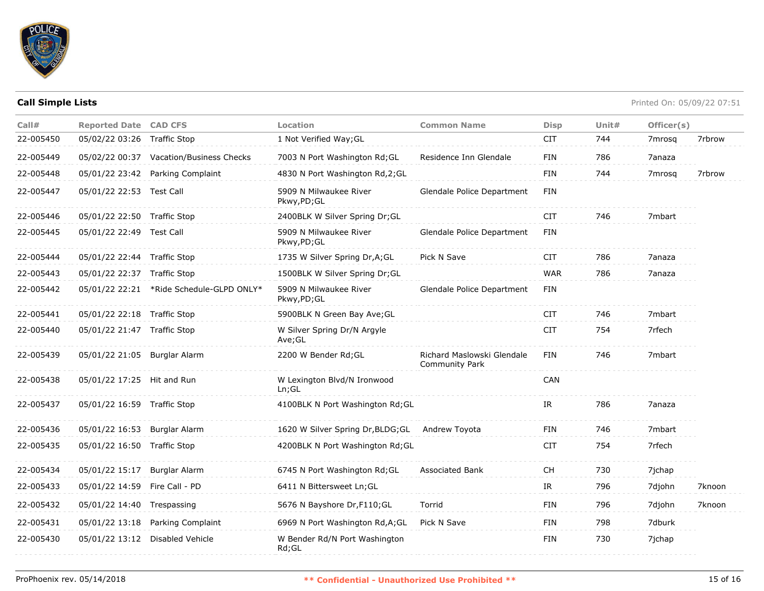## Call Simple Lists

Printed On: 05/09/22 07:51

| Call# | Reported Date | CAD CFS | Location | Common Name | Disp | Unit# | Officer(s) | |
|---|---|---|---|---|---|---|---|---|
| 22-005450 | 05/02/22 03:26 | Traffic Stop | 1 Not Verified Way;GL | | CIT | 744 | 7mrosq | 7rbrow |
| 22-005449 | 05/02/22 00:37 | Vacation/Business Checks | 7003 N Port Washington Rd;GL | Residence Inn Glendale | FIN | 786 | 7anaza | |
| 22-005448 | 05/01/22 23:42 | Parking Complaint | 4830 N Port Washington Rd,2;GL | | FIN | 744 | 7mrosq | 7rbrow |
| 22-005447 | 05/01/22 22:53 | Test Call | 5909 N Milwaukee River Pkwy,PD;GL | Glendale Police Department | FIN | | | |
| 22-005446 | 05/01/22 22:50 | Traffic Stop | 2400BLK W Silver Spring Dr;GL | | CIT | 746 | 7mbart | |
| 22-005445 | 05/01/22 22:49 | Test Call | 5909 N Milwaukee River Pkwy,PD;GL | Glendale Police Department | FIN | | | |
| 22-005444 | 05/01/22 22:44 | Traffic Stop | 1735 W Silver Spring Dr,A;GL | Pick N Save | CIT | 786 | 7anaza | |
| 22-005443 | 05/01/22 22:37 | Traffic Stop | 1500BLK W Silver Spring Dr;GL | | WAR | 786 | 7anaza | |
| 22-005442 | 05/01/22 22:21 | *Ride Schedule-GLPD ONLY* | 5909 N Milwaukee River Pkwy,PD;GL | Glendale Police Department | FIN | | | |
| 22-005441 | 05/01/22 22:18 | Traffic Stop | 5900BLK N Green Bay Ave;GL | | CIT | 746 | 7mbart | |
| 22-005440 | 05/01/22 21:47 | Traffic Stop | W Silver Spring Dr/N Argyle Ave;GL | | CIT | 754 | 7rfech | |
| 22-005439 | 05/01/22 21:05 | Burglar Alarm | 2200 W Bender Rd;GL | Richard Maslowski Glendale Community Park | FIN | 746 | 7mbart | |
| 22-005438 | 05/01/22 17:25 | Hit and Run | W Lexington Blvd/N Ironwood Ln;GL | | CAN | | | |
| 22-005437 | 05/01/22 16:59 | Traffic Stop | 4100BLK N Port Washington Rd;GL | | IR | 786 | 7anaza | |
| 22-005436 | 05/01/22 16:53 | Burglar Alarm | 1620 W Silver Spring Dr,BLDG;GL | Andrew Toyota | FIN | 746 | 7mbart | |
| 22-005435 | 05/01/22 16:50 | Traffic Stop | 4200BLK N Port Washington Rd;GL | | CIT | 754 | 7rfech | |
| 22-005434 | 05/01/22 15:17 | Burglar Alarm | 6745 N Port Washington Rd;GL | Associated Bank | CH | 730 | 7jchap | |
| 22-005433 | 05/01/22 14:59 | Fire Call - PD | 6411 N Bittersweet Ln;GL | | IR | 796 | 7djohn | 7knoon |
| 22-005432 | 05/01/22 14:40 | Trespassing | 5676 N Bayshore Dr,F110;GL | Torrid | FIN | 796 | 7djohn | 7knoon |
| 22-005431 | 05/01/22 13:18 | Parking Complaint | 6969 N Port Washington Rd,A;GL | Pick N Save | FIN | 798 | 7dburk | |
| 22-005430 | 05/01/22 13:12 | Disabled Vehicle | W Bender Rd/N Port Washington Rd;GL | | FIN | 730 | 7jchap | |

ProPhoenix rev. 05/14/2018 ** Confidential - Unauthorized Use Prohibited **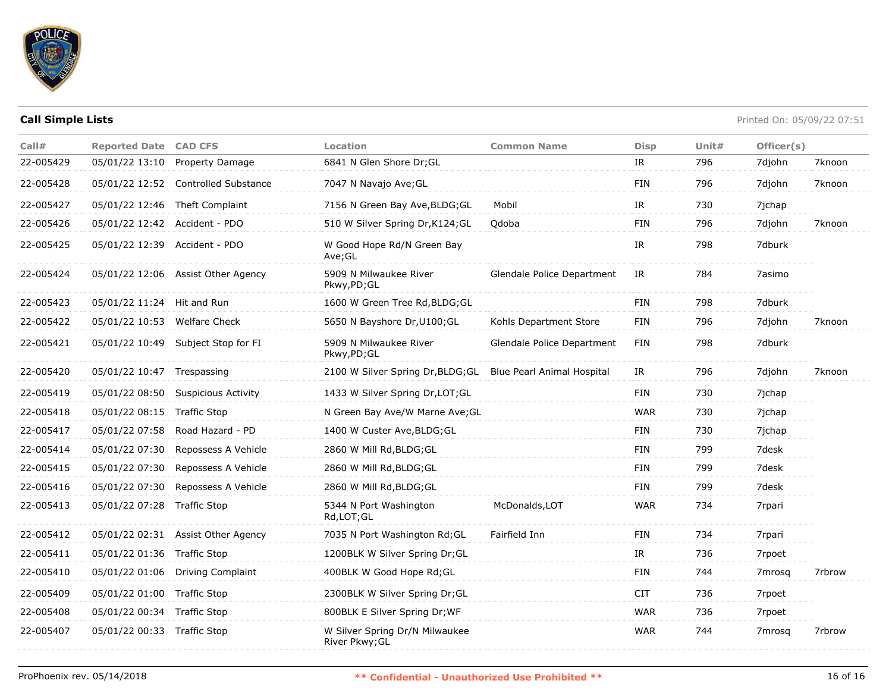**Call Simple Lists**

Printed On: 05/09/22 07:51

| Call# | Reported Date | CAD CFS | Location | Common Name | Disp | Unit# | Officer(s) | |
|---|---|---|---|---|---|---|---|---|
| 22-005429 | 05/01/22 13:10 | Property Damage | 6841 N Glen Shore Dr;GL | | IR | 796 | 7djohn | 7knoon |
| 22-005428 | 05/01/22 12:52 | Controlled Substance | 7047 N Navajo Ave;GL | | FIN | 796 | 7djohn | 7knoon |
| 22-005427 | 05/01/22 12:46 | Theft Complaint | 7156 N Green Bay Ave,BLDG;GL | Mobil | IR | 730 | 7jchap | |
| 22-005426 | 05/01/22 12:42 | Accident - PDO | 510 W Silver Spring Dr,K124;GL | Qdoba | FIN | 796 | 7djohn | 7knoon |
| 22-005425 | 05/01/22 12:39 | Accident - PDO | W Good Hope Rd/N Green Bay Ave;GL | | IR | 798 | 7dburk | |
| 22-005424 | 05/01/22 12:06 | Assist Other Agency | 5909 N Milwaukee River Pkwy,PD;GL | Glendale Police Department | IR | 784 | 7asimo | |
| 22-005423 | 05/01/22 11:24 | Hit and Run | 1600 W Green Tree Rd,BLDG;GL | | FIN | 798 | 7dburk | |
| 22-005422 | 05/01/22 10:53 | Welfare Check | 5650 N Bayshore Dr,U100;GL | Kohls Department Store | FIN | 796 | 7djohn | 7knoon |
| 22-005421 | 05/01/22 10:49 | Subject Stop for FI | 5909 N Milwaukee River Pkwy,PD;GL | Glendale Police Department | FIN | 798 | 7dburk | |
| 22-005420 | 05/01/22 10:47 | Trespassing | 2100 W Silver Spring Dr,BLDG;GL | Blue Pearl Animal Hospital | IR | 796 | 7djohn | 7knoon |
| 22-005419 | 05/01/22 08:50 | Suspicious Activity | 1433 W Silver Spring Dr,LOT;GL | | FIN | 730 | 7jchap | |
| 22-005418 | 05/01/22 08:15 | Traffic Stop | N Green Bay Ave/W Marne Ave;GL | | WAR | 730 | 7jchap | |
| 22-005417 | 05/01/22 07:58 | Road Hazard - PD | 1400 W Custer Ave,BLDG;GL | | FIN | 730 | 7jchap | |
| 22-005414 | 05/01/22 07:30 | Repossess A Vehicle | 2860 W Mill Rd,BLDG;GL | | FIN | 799 | 7desk | |
| 22-005415 | 05/01/22 07:30 | Repossess A Vehicle | 2860 W Mill Rd,BLDG;GL | | FIN | 799 | 7desk | |
| 22-005416 | 05/01/22 07:30 | Repossess A Vehicle | 2860 W Mill Rd,BLDG;GL | | FIN | 799 | 7desk | |
| 22-005413 | 05/01/22 07:28 | Traffic Stop | 5344 N Port Washington Rd,LOT;GL | McDonalds,LOT | WAR | 734 | 7rpari | |
| 22-005412 | 05/01/22 02:31 | Assist Other Agency | 7035 N Port Washington Rd;GL | Fairfield Inn | FIN | 734 | 7rpari | |
| 22-005411 | 05/01/22 01:36 | Traffic Stop | 1200BLK W Silver Spring Dr;GL | | IR | 736 | 7rpoet | |
| 22-005410 | 05/01/22 01:06 | Driving Complaint | 400BLK W Good Hope Rd;GL | | FIN | 744 | 7mrosq | 7rbrow |
| 22-005409 | 05/01/22 01:00 | Traffic Stop | 2300BLK W Silver Spring Dr;GL | | CIT | 736 | 7rpoet | |
| 22-005408 | 05/01/22 00:34 | Traffic Stop | 800BLK E Silver Spring Dr;WF | | WAR | 736 | 7rpoet | |
| 22-005407 | 05/01/22 00:33 | Traffic Stop | W Silver Spring Dr/N Milwaukee River Pkwy;GL | | WAR | 744 | 7mrosq | 7rbrow |

ProPhoenix rev. 05/14/2018

** Confidential - Unauthorized Use Prohibited **